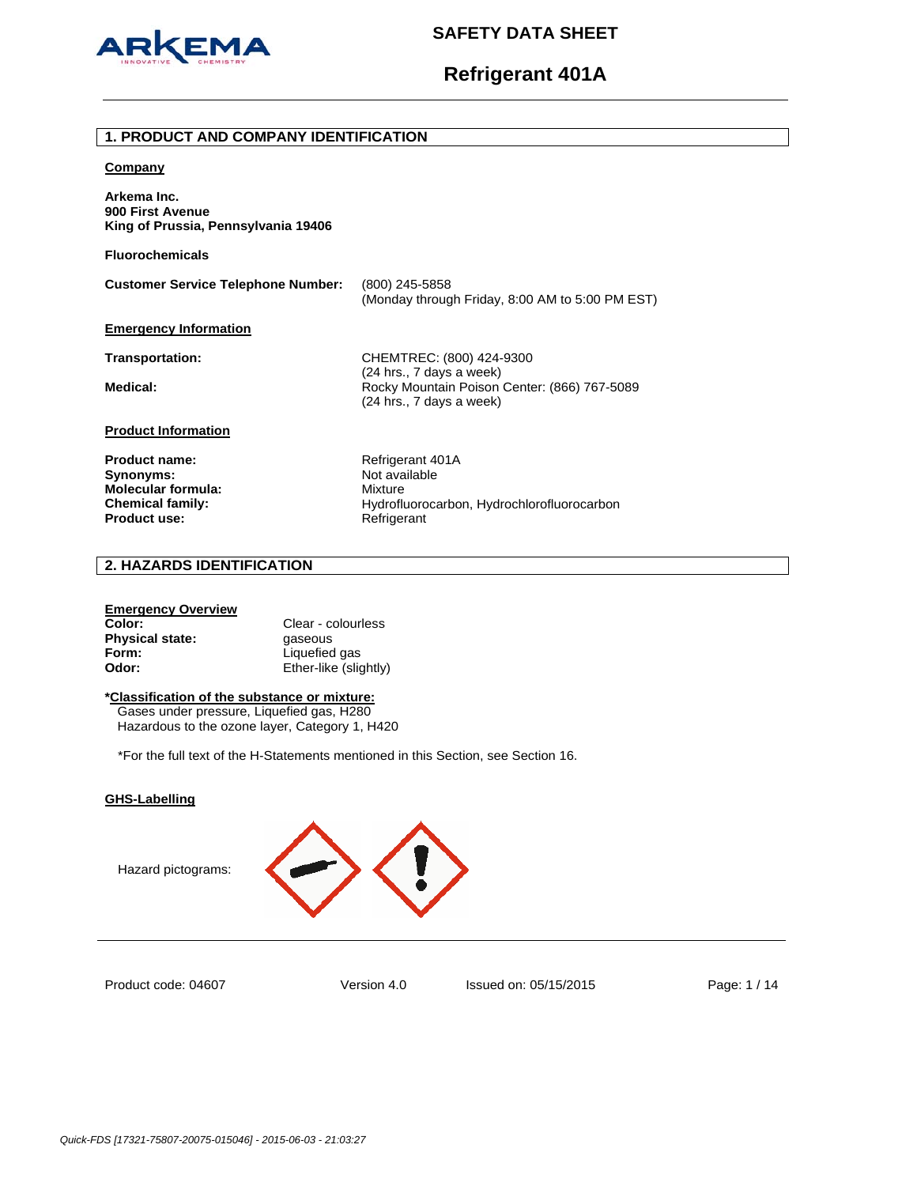# SAFETY DATA SHEET

# Refrigerant 401A

## 1. PRODUCT AND COMPANY IDENTIFICATION

**Company**

**Arkema Inc.**
**900 First Avenue**
**King of Prussia, Pennsylvania 19406**

**Fluorochemicals**

**Customer Service Telephone Number:** (800) 245-5858
(Monday through Friday, 8:00 AM to 5:00 PM EST)

**Emergency Information**

**Transportation:** CHEMTREC: (800) 424-9300
(24 hrs., 7 days a week)

**Medical:** Rocky Mountain Poison Center: (866) 767-5089
(24 hrs., 7 days a week)

**Product Information**

| | |
|---|---|
| **Product name:** | Refrigerant 401A |
| **Synonyms:** | Not available |
| **Molecular formula:** | Mixture |
| **Chemical family:** | Hydrofluorocarbon, Hydrochlorofluorocarbon |
| **Product use:** | Refrigerant |

## 2. HAZARDS IDENTIFICATION

**Emergency Overview**

| | |
|---|---|
| **Color:** | Clear - colourless |
| **Physical state:** | gaseous |
| **Form:** | Liquefied gas |
| **Odor:** | Ether-like (slightly) |

***Classification of the substance or mixture:**

Gases under pressure, Liquefied gas, H280
Hazardous to the ozone layer, Category 1, H420

*For the full text of the H-Statements mentioned in this Section, see Section 16.

**GHS-Labelling**

Hazard pictograms: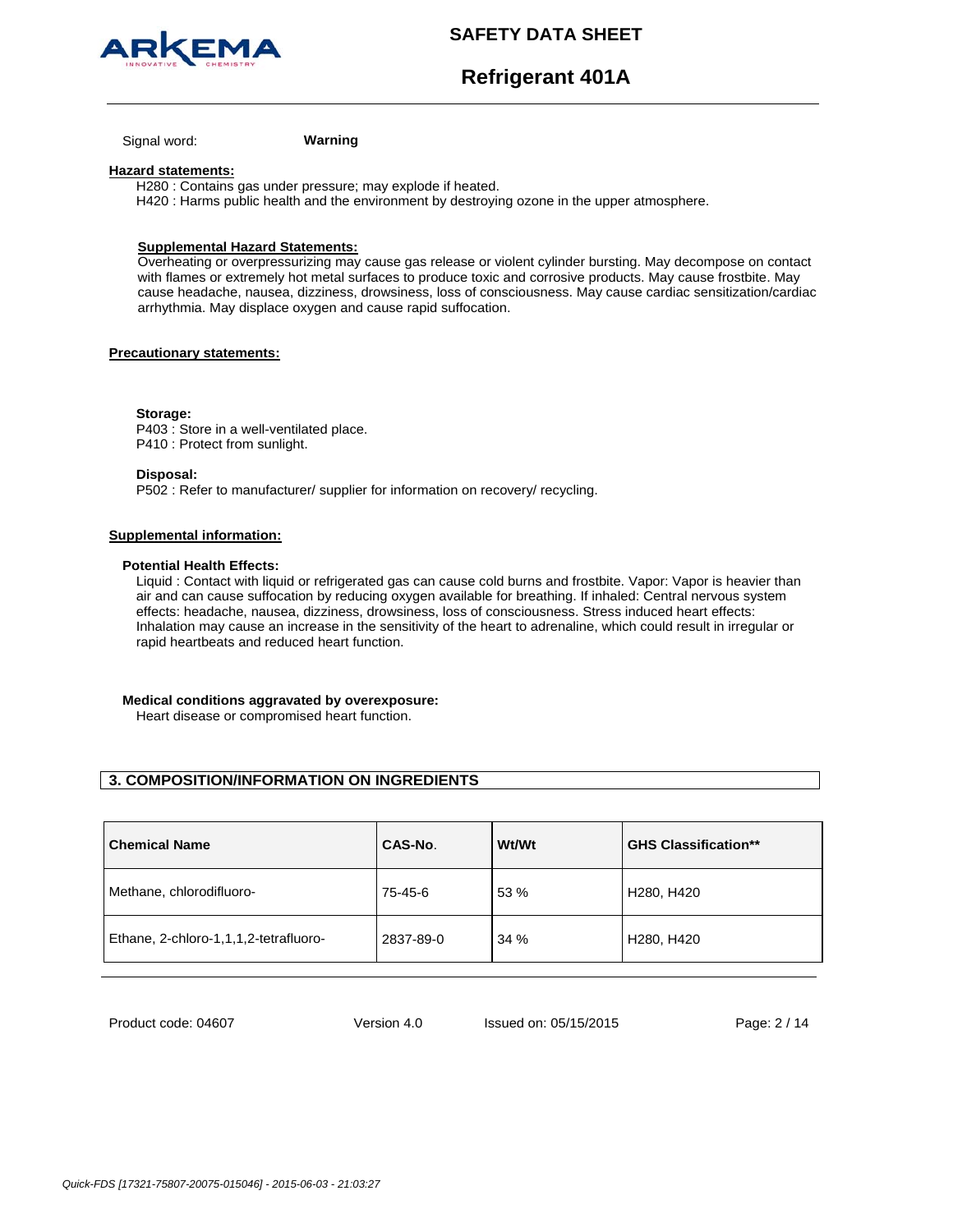Signal word: **Warning**

**Hazard statements:**

H280 : Contains gas under pressure; may explode if heated.
H420 : Harms public health and the environment by destroying ozone in the upper atmosphere.

**Supplemental Hazard Statements:**

Overheating or overpressurizing may cause gas release or violent cylinder bursting. May decompose on contact with flames or extremely hot metal surfaces to produce toxic and corrosive products. May cause frostbite. May cause headache, nausea, dizziness, drowsiness, loss of consciousness. May cause cardiac sensitization/cardiac arrhythmia. May displace oxygen and cause rapid suffocation.

**Precautionary statements:**

**Storage:**

P403 : Store in a well-ventilated place.
P410 : Protect from sunlight.

**Disposal:**

P502 : Refer to manufacturer/ supplier for information on recovery/ recycling.

**Supplemental information:**

**Potential Health Effects:**

Liquid : Contact with liquid or refrigerated gas can cause cold burns and frostbite. Vapor: Vapor is heavier than air and can cause suffocation by reducing oxygen available for breathing. If inhaled: Central nervous system effects: headache, nausea, dizziness, drowsiness, loss of consciousness. Stress induced heart effects: Inhalation may cause an increase in the sensitivity of the heart to adrenaline, which could result in irregular or rapid heartbeats and reduced heart function.

**Medical conditions aggravated by overexposure:**

Heart disease or compromised heart function.

## 3. COMPOSITION/INFORMATION ON INGREDIENTS

| Chemical Name | CAS-No. | Wt/Wt | GHS Classification** |
|---|---|---|---|
| Methane, chlorodifluoro- | 75-45-6 | 53 % | H280, H420 |
| Ethane, 2-chloro-1,1,1,2-tetrafluoro- | 2837-89-0 | 34 % | H280, H420 |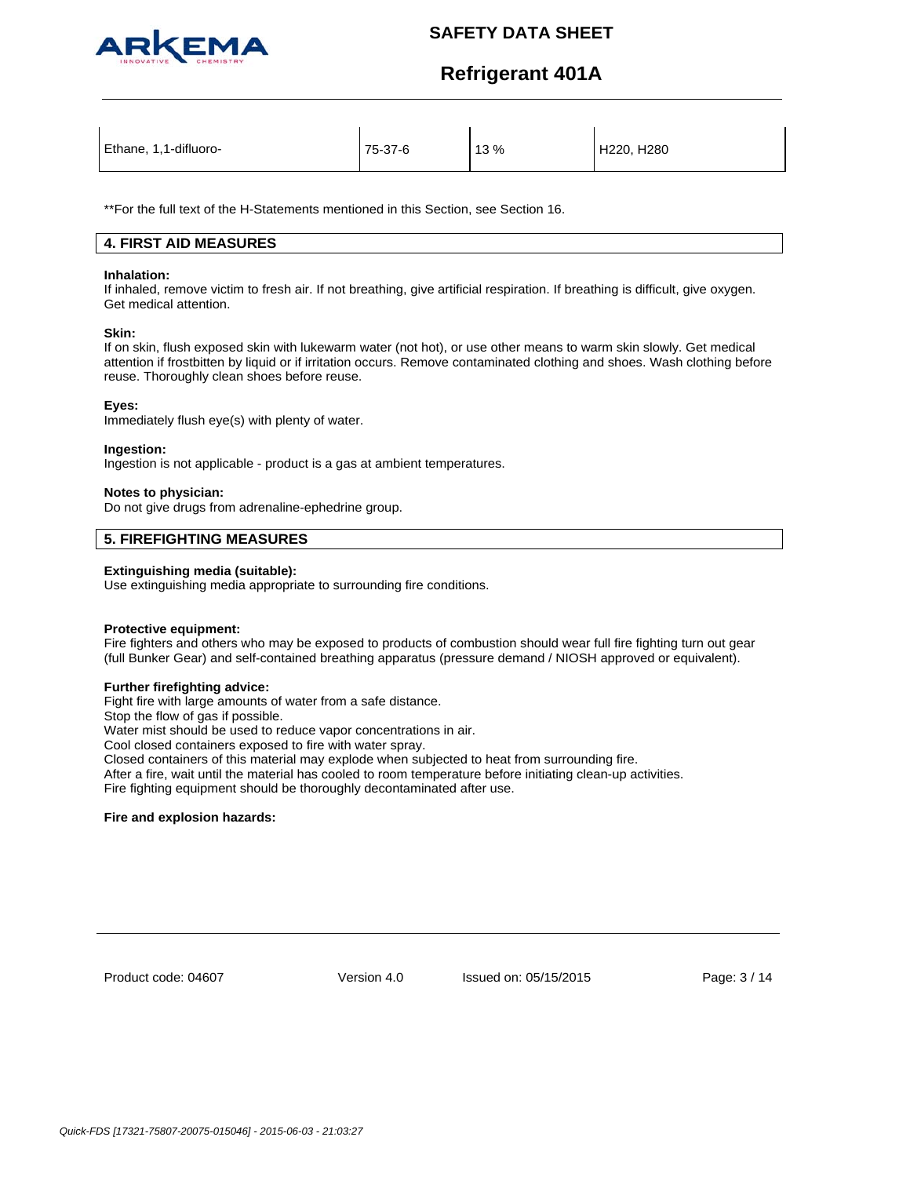| Ethane, 1,1-difluoro- | 75-37-6 | 13 % | H220, H280 |
|---|---|---|---|

**For the full text of the H-Statements mentioned in this Section, see Section 16.

## 4. FIRST AID MEASURES

**Inhalation:**
If inhaled, remove victim to fresh air. If not breathing, give artificial respiration. If breathing is difficult, give oxygen. Get medical attention.

**Skin:**
If on skin, flush exposed skin with lukewarm water (not hot), or use other means to warm skin slowly. Get medical attention if frostbitten by liquid or if irritation occurs. Remove contaminated clothing and shoes. Wash clothing before reuse. Thoroughly clean shoes before reuse.

**Eyes:**
Immediately flush eye(s) with plenty of water.

**Ingestion:**
Ingestion is not applicable - product is a gas at ambient temperatures.

**Notes to physician:**
Do not give drugs from adrenaline-ephedrine group.

## 5. FIREFIGHTING MEASURES

**Extinguishing media (suitable):**
Use extinguishing media appropriate to surrounding fire conditions.

**Protective equipment:**
Fire fighters and others who may be exposed to products of combustion should wear full fire fighting turn out gear (full Bunker Gear) and self-contained breathing apparatus (pressure demand / NIOSH approved or equivalent).

**Further firefighting advice:**
Fight fire with large amounts of water from a safe distance.
Stop the flow of gas if possible.
Water mist should be used to reduce vapor concentrations in air.
Cool closed containers exposed to fire with water spray.
Closed containers of this material may explode when subjected to heat from surrounding fire.
After a fire, wait until the material has cooled to room temperature before initiating clean-up activities.
Fire fighting equipment should be thoroughly decontaminated after use.

**Fire and explosion hazards:**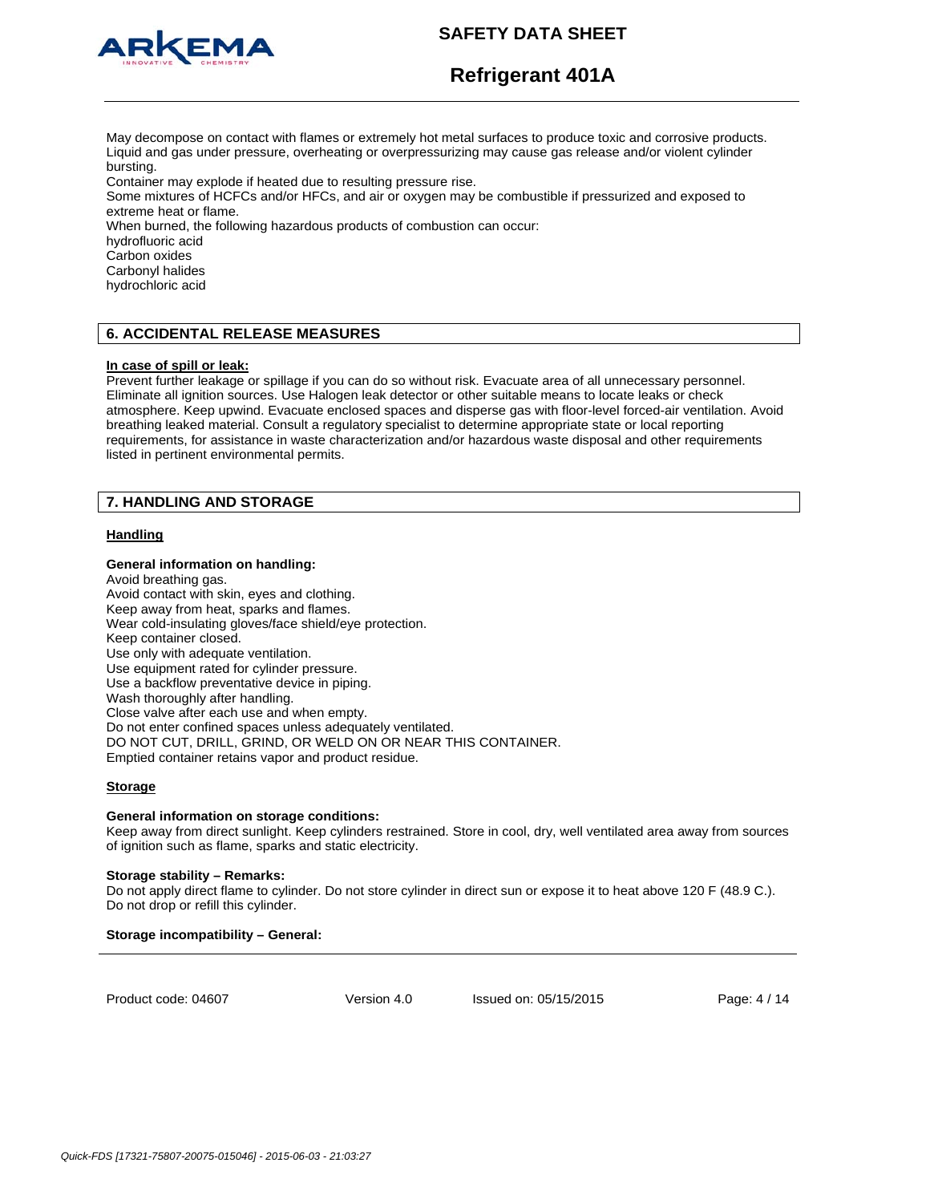May decompose on contact with flames or extremely hot metal surfaces to produce toxic and corrosive products.
Liquid and gas under pressure, overheating or overpressurizing may cause gas release and/or violent cylinder bursting.
Container may explode if heated due to resulting pressure rise.
Some mixtures of HCFCs and/or HFCs, and air or oxygen may be combustible if pressurized and exposed to extreme heat or flame.
When burned, the following hazardous products of combustion can occur:
hydrofluoric acid
Carbon oxides
Carbonyl halides
hydrochloric acid

## 6. ACCIDENTAL RELEASE MEASURES

**In case of spill or leak:**
Prevent further leakage or spillage if you can do so without risk. Evacuate area of all unnecessary personnel. Eliminate all ignition sources. Use Halogen leak detector or other suitable means to locate leaks or check atmosphere. Keep upwind. Evacuate enclosed spaces and disperse gas with floor-level forced-air ventilation. Avoid breathing leaked material. Consult a regulatory specialist to determine appropriate state or local reporting requirements, for assistance in waste characterization and/or hazardous waste disposal and other requirements listed in pertinent environmental permits.

## 7. HANDLING AND STORAGE

### Handling

**General information on handling:**
Avoid breathing gas.
Avoid contact with skin, eyes and clothing.
Keep away from heat, sparks and flames.
Wear cold-insulating gloves/face shield/eye protection.
Keep container closed.
Use only with adequate ventilation.
Use equipment rated for cylinder pressure.
Use a backflow preventative device in piping.
Wash thoroughly after handling.
Close valve after each use and when empty.
Do not enter confined spaces unless adequately ventilated.
DO NOT CUT, DRILL, GRIND, OR WELD ON OR NEAR THIS CONTAINER.
Emptied container retains vapor and product residue.

### Storage

**General information on storage conditions:**
Keep away from direct sunlight. Keep cylinders restrained. Store in cool, dry, well ventilated area away from sources of ignition such as flame, sparks and static electricity.

**Storage stability – Remarks:**
Do not apply direct flame to cylinder. Do not store cylinder in direct sun or expose it to heat above 120 F (48.9 C.). Do not drop or refill this cylinder.

**Storage incompatibility – General:**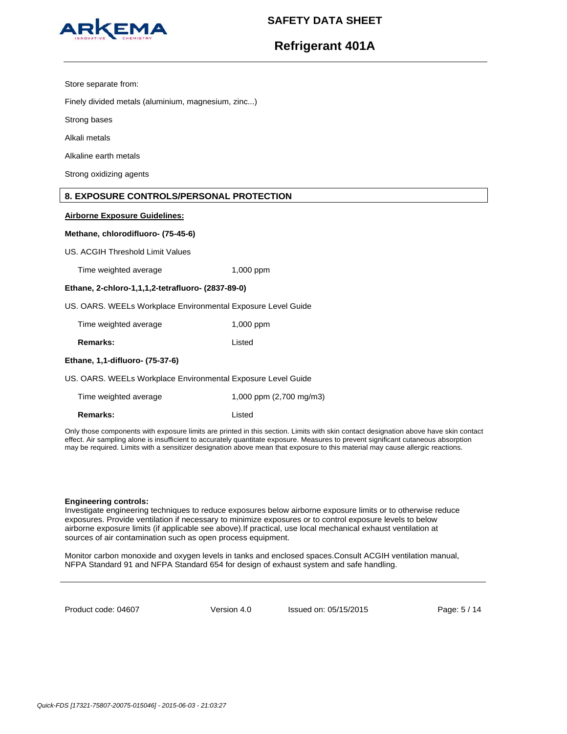Store separate from:

Finely divided metals (aluminium, magnesium, zinc...)

Strong bases

Alkali metals

Alkaline earth metals

Strong oxidizing agents

## 8. EXPOSURE CONTROLS/PERSONAL PROTECTION

**Airborne Exposure Guidelines:**

**Methane, chlorodifluoro- (75-45-6)**

US. ACGIH Threshold Limit Values

| | |
|---|---|
| Time weighted average | 1,000 ppm |

**Ethane, 2-chloro-1,1,1,2-tetrafluoro- (2837-89-0)**

US. OARS. WEELs Workplace Environmental Exposure Level Guide

| | |
|---|---|
| Time weighted average | 1,000 ppm |
| **Remarks:** | Listed |

**Ethane, 1,1-difluoro- (75-37-6)**

US. OARS. WEELs Workplace Environmental Exposure Level Guide

| | |
|---|---|
| Time weighted average | 1,000 ppm (2,700 mg/m3) |
| **Remarks:** | Listed |

Only those components with exposure limits are printed in this section. Limits with skin contact designation above have skin contact effect. Air sampling alone is insufficient to accurately quantitate exposure. Measures to prevent significant cutaneous absorption may be required. Limits with a sensitizer designation above mean that exposure to this material may cause allergic reactions.

**Engineering controls:**
Investigate engineering techniques to reduce exposures below airborne exposure limits or to otherwise reduce exposures. Provide ventilation if necessary to minimize exposures or to control exposure levels to below airborne exposure limits (if applicable see above).If practical, use local mechanical exhaust ventilation at sources of air contamination such as open process equipment.

Monitor carbon monoxide and oxygen levels in tanks and enclosed spaces.Consult ACGIH ventilation manual, NFPA Standard 91 and NFPA Standard 654 for design of exhaust system and safe handling.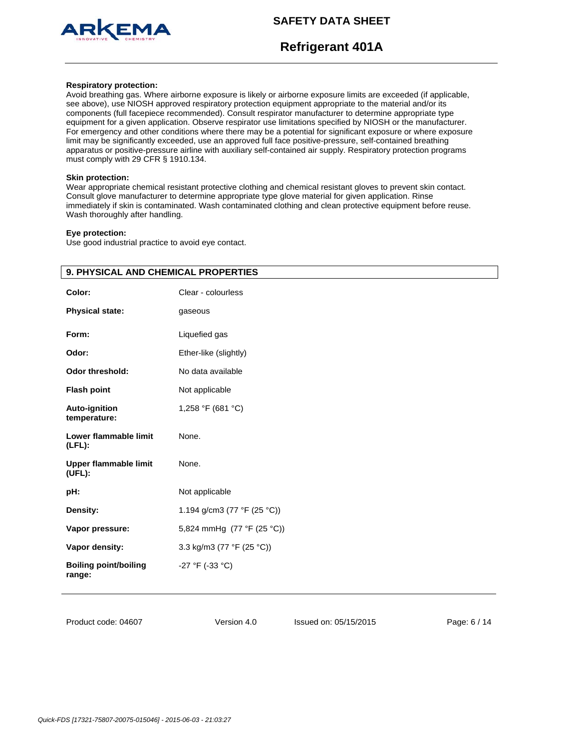**Respiratory protection:**
Avoid breathing gas. Where airborne exposure is likely or airborne exposure limits are exceeded (if applicable, see above), use NIOSH approved respiratory protection equipment appropriate to the material and/or its components (full facepiece recommended). Consult respirator manufacturer to determine appropriate type equipment for a given application. Observe respirator use limitations specified by NIOSH or the manufacturer. For emergency and other conditions where there may be a potential for significant exposure or where exposure limit may be significantly exceeded, use an approved full face positive-pressure, self-contained breathing apparatus or positive-pressure airline with auxiliary self-contained air supply. Respiratory protection programs must comply with 29 CFR § 1910.134.

**Skin protection:**
Wear appropriate chemical resistant protective clothing and chemical resistant gloves to prevent skin contact. Consult glove manufacturer to determine appropriate type glove material for given application. Rinse immediately if skin is contaminated. Wash contaminated clothing and clean protective equipment before reuse. Wash thoroughly after handling.

**Eye protection:**
Use good industrial practice to avoid eye contact.

## 9. PHYSICAL AND CHEMICAL PROPERTIES

| | |
|---|---|
| **Color:** | Clear - colourless |
| **Physical state:** | gaseous |
| **Form:** | Liquefied gas |
| **Odor:** | Ether-like (slightly) |
| **Odor threshold:** | No data available |
| **Flash point** | Not applicable |
| **Auto-ignition temperature:** | 1,258 °F (681 °C) |
| **Lower flammable limit (LFL):** | None. |
| **Upper flammable limit (UFL):** | None. |
| **pH:** | Not applicable |
| **Density:** | 1.194 g/cm3 (77 °F (25 °C)) |
| **Vapor pressure:** | 5,824 mmHg (77 °F (25 °C)) |
| **Vapor density:** | 3.3 kg/m3 (77 °F (25 °C)) |
| **Boiling point/boiling range:** | -27 °F (-33 °C) |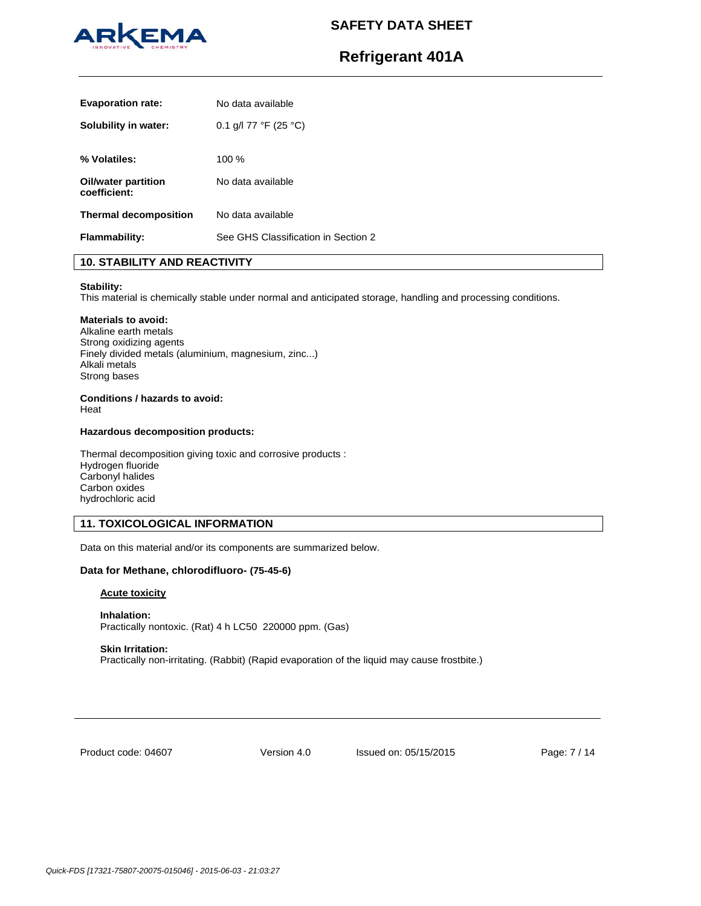| | |
|---|---|
| **Evaporation rate:** | No data available |
| **Solubility in water:** | 0.1 g/l 77 °F (25 °C) |
| **% Volatiles:** | 100 % |
| **Oil/water partition coefficient:** | No data available |
| **Thermal decomposition** | No data available |
| **Flammability:** | See GHS Classification in Section 2 |

## 10. STABILITY AND REACTIVITY

**Stability:**
This material is chemically stable under normal and anticipated storage, handling and processing conditions.

**Materials to avoid:**
Alkaline earth metals
Strong oxidizing agents
Finely divided metals (aluminium, magnesium, zinc...)
Alkali metals
Strong bases

**Conditions / hazards to avoid:**
Heat

**Hazardous decomposition products:**

Thermal decomposition giving toxic and corrosive products :
Hydrogen fluoride
Carbonyl halides
Carbon oxides
hydrochloric acid

## 11. TOXICOLOGICAL INFORMATION

Data on this material and/or its components are summarized below.

**Data for Methane, chlorodifluoro- (75-45-6)**

**Acute toxicity**

**Inhalation:**
Practically nontoxic. (Rat) 4 h LC50 220000 ppm. (Gas)

**Skin Irritation:**
Practically non-irritating. (Rabbit) (Rapid evaporation of the liquid may cause frostbite.)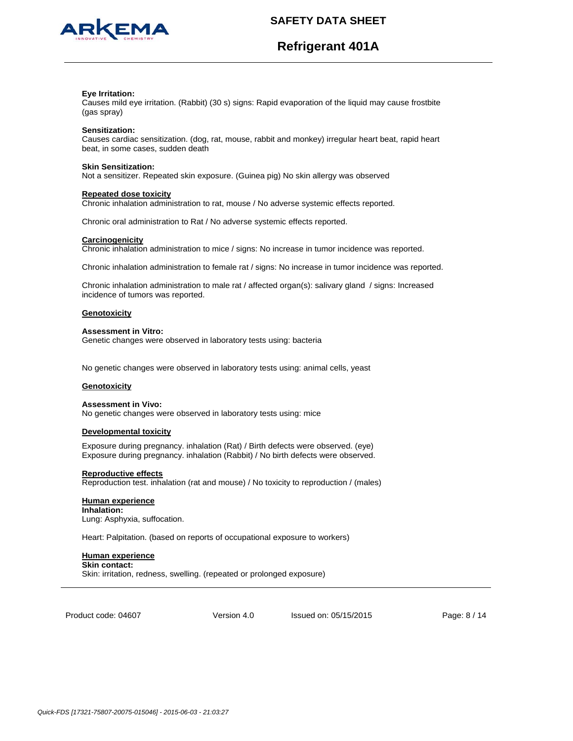**Eye Irritation:**
Causes mild eye irritation. (Rabbit) (30 s) signs: Rapid evaporation of the liquid may cause frostbite (gas spray)

**Sensitization:**
Causes cardiac sensitization. (dog, rat, mouse, rabbit and monkey) irregular heart beat, rapid heart beat, in some cases, sudden death

**Skin Sensitization:**
Not a sensitizer. Repeated skin exposure. (Guinea pig) No skin allergy was observed

**Repeated dose toxicity**
Chronic inhalation administration to rat, mouse / No adverse systemic effects reported.

Chronic oral administration to Rat / No adverse systemic effects reported.

**Carcinogenicity**
Chronic inhalation administration to mice / signs: No increase in tumor incidence was reported.

Chronic inhalation administration to female rat / signs: No increase in tumor incidence was reported.

Chronic inhalation administration to male rat / affected organ(s): salivary gland / signs: Increased incidence of tumors was reported.

**Genotoxicity**

**Assessment in Vitro:**
Genetic changes were observed in laboratory tests using: bacteria

No genetic changes were observed in laboratory tests using: animal cells, yeast

**Genotoxicity**

**Assessment in Vivo:**
No genetic changes were observed in laboratory tests using: mice

**Developmental toxicity**

Exposure during pregnancy. inhalation (Rat) / Birth defects were observed. (eye)
Exposure during pregnancy. inhalation (Rabbit) / No birth defects were observed.

**Reproductive effects**
Reproduction test. inhalation (rat and mouse) / No toxicity to reproduction / (males)

**Human experience**
**Inhalation:**
Lung: Asphyxia, suffocation.

Heart: Palpitation. (based on reports of occupational exposure to workers)

**Human experience**
**Skin contact:**
Skin: irritation, redness, swelling. (repeated or prolonged exposure)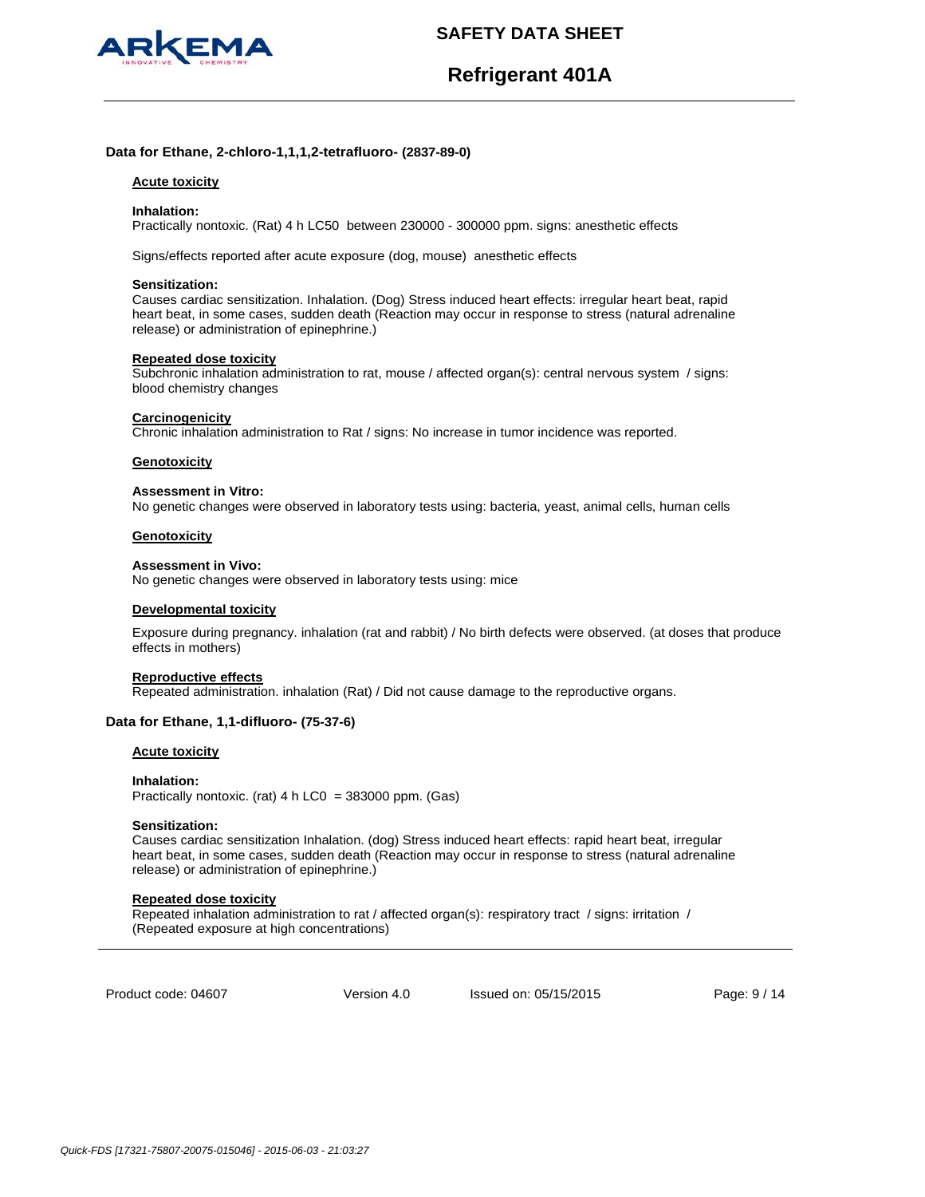### Data for Ethane, 2-chloro-1,1,1,2-tetrafluoro- (2837-89-0)

#### Acute toxicity

**Inhalation:**
Practically nontoxic. (Rat) 4 h LC50 between 230000 - 300000 ppm. signs: anesthetic effects

Signs/effects reported after acute exposure (dog, mouse) anesthetic effects

**Sensitization:**
Causes cardiac sensitization. Inhalation. (Dog) Stress induced heart effects: irregular heart beat, rapid heart beat, in some cases, sudden death (Reaction may occur in response to stress (natural adrenaline release) or administration of epinephrine.)

#### Repeated dose toxicity
Subchronic inhalation administration to rat, mouse / affected organ(s): central nervous system / signs: blood chemistry changes

#### Carcinogenicity
Chronic inhalation administration to Rat / signs: No increase in tumor incidence was reported.

#### Genotoxicity

**Assessment in Vitro:**
No genetic changes were observed in laboratory tests using: bacteria, yeast, animal cells, human cells

#### Genotoxicity

**Assessment in Vivo:**
No genetic changes were observed in laboratory tests using: mice

#### Developmental toxicity

Exposure during pregnancy. inhalation (rat and rabbit) / No birth defects were observed. (at doses that produce effects in mothers)

#### Reproductive effects
Repeated administration. inhalation (Rat) / Did not cause damage to the reproductive organs.

### Data for Ethane, 1,1-difluoro- (75-37-6)

#### Acute toxicity

**Inhalation:**
Practically nontoxic. (rat) 4 h LC0 = 383000 ppm. (Gas)

**Sensitization:**
Causes cardiac sensitization Inhalation. (dog) Stress induced heart effects: rapid heart beat, irregular heart beat, in some cases, sudden death (Reaction may occur in response to stress (natural adrenaline release) or administration of epinephrine.)

#### Repeated dose toxicity
Repeated inhalation administration to rat / affected organ(s): respiratory tract / signs: irritation / (Repeated exposure at high concentrations)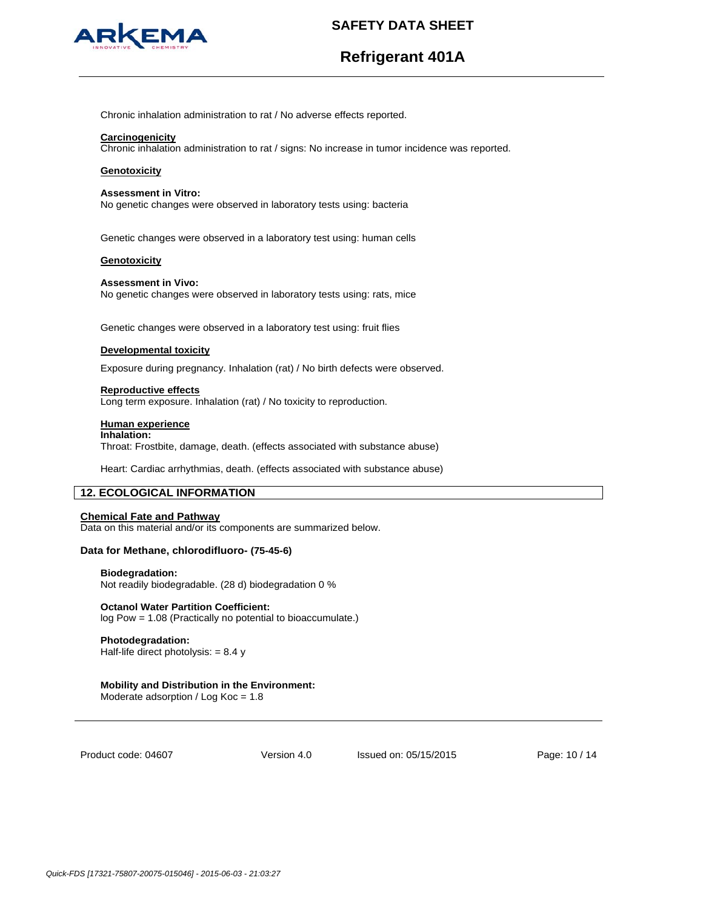Chronic inhalation administration to rat / No adverse effects reported.

**Carcinogenicity**
Chronic inhalation administration to rat / signs: No increase in tumor incidence was reported.

**Genotoxicity**

**Assessment in Vitro:**
No genetic changes were observed in laboratory tests using: bacteria

Genetic changes were observed in a laboratory test using: human cells

**Genotoxicity**

**Assessment in Vivo:**
No genetic changes were observed in laboratory tests using: rats, mice

Genetic changes were observed in a laboratory test using: fruit flies

**Developmental toxicity**

Exposure during pregnancy. Inhalation (rat) / No birth defects were observed.

**Reproductive effects**
Long term exposure. Inhalation (rat) / No toxicity to reproduction.

**Human experience**
**Inhalation:**
Throat: Frostbite, damage, death. (effects associated with substance abuse)

Heart: Cardiac arrhythmias, death. (effects associated with substance abuse)

## 12. ECOLOGICAL INFORMATION

**Chemical Fate and Pathway**
Data on this material and/or its components are summarized below.

**Data for Methane, chlorodifluoro- (75-45-6)**

**Biodegradation:**
Not readily biodegradable. (28 d) biodegradation 0 %

**Octanol Water Partition Coefficient:**
log Pow = 1.08 (Practically no potential to bioaccumulate.)

**Photodegradation:**
Half-life direct photolysis: = 8.4 y

**Mobility and Distribution in the Environment:**
Moderate adsorption / Log Koc = 1.8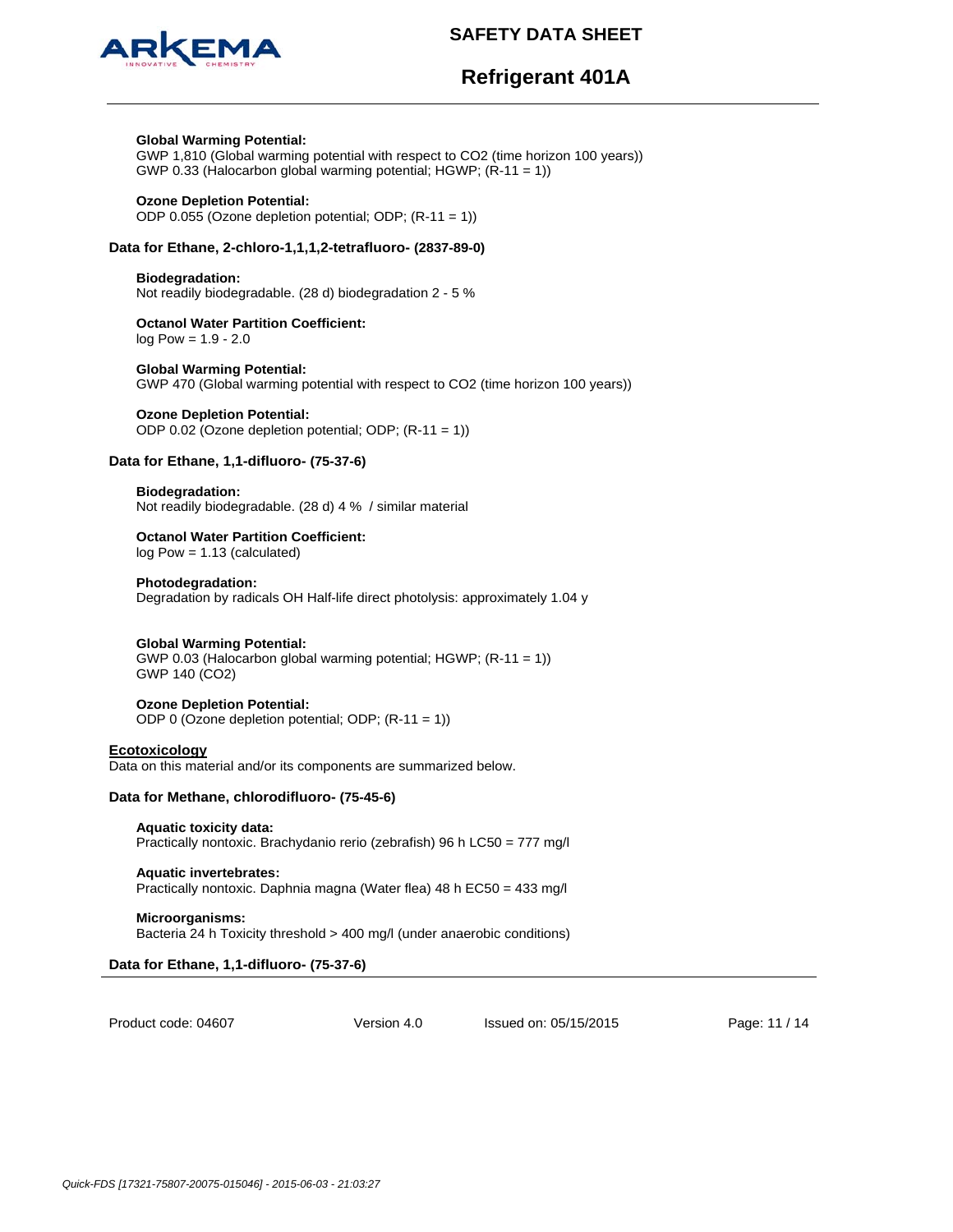**Global Warming Potential:**
GWP 1,810 (Global warming potential with respect to $CO_2$ (time horizon 100 years))
GWP 0.33 (Halocarbon global warming potential; HGWP; (R-11 = 1))

**Ozone Depletion Potential:**
ODP 0.055 (Ozone depletion potential; ODP; (R-11 = 1))

**Data for Ethane, 2-chloro-1,1,1,2-tetrafluoro- (2837-89-0)**

**Biodegradation:**
Not readily biodegradable. (28 d) biodegradation 2 - 5 %

**Octanol Water Partition Coefficient:**
log Pow = 1.9 - 2.0

**Global Warming Potential:**
GWP 470 (Global warming potential with respect to $CO_2$ (time horizon 100 years))

**Ozone Depletion Potential:**
ODP 0.02 (Ozone depletion potential; ODP; (R-11 = 1))

**Data for Ethane, 1,1-difluoro- (75-37-6)**

**Biodegradation:**
Not readily biodegradable. (28 d) 4 % / similar material

**Octanol Water Partition Coefficient:**
log Pow = 1.13 (calculated)

**Photodegradation:**
Degradation by radicals OH Half-life direct photolysis: approximately 1.04 y

**Global Warming Potential:**
GWP 0.03 (Halocarbon global warming potential; HGWP; (R-11 = 1))
GWP 140 ($CO_2$)

**Ozone Depletion Potential:**
ODP 0 (Ozone depletion potential; ODP; (R-11 = 1))

## Ecotoxicology

Data on this material and/or its components are summarized below.

**Data for Methane, chlorodifluoro- (75-45-6)**

**Aquatic toxicity data:**
Practically nontoxic. Brachydanio rerio (zebrafish) 96 h LC50 = 777 mg/l

**Aquatic invertebrates:**
Practically nontoxic. Daphnia magna (Water flea) 48 h EC50 = 433 mg/l

**Microorganisms:**
Bacteria 24 h Toxicity threshold > 400 mg/l (under anaerobic conditions)

**Data for Ethane, 1,1-difluoro- (75-37-6)**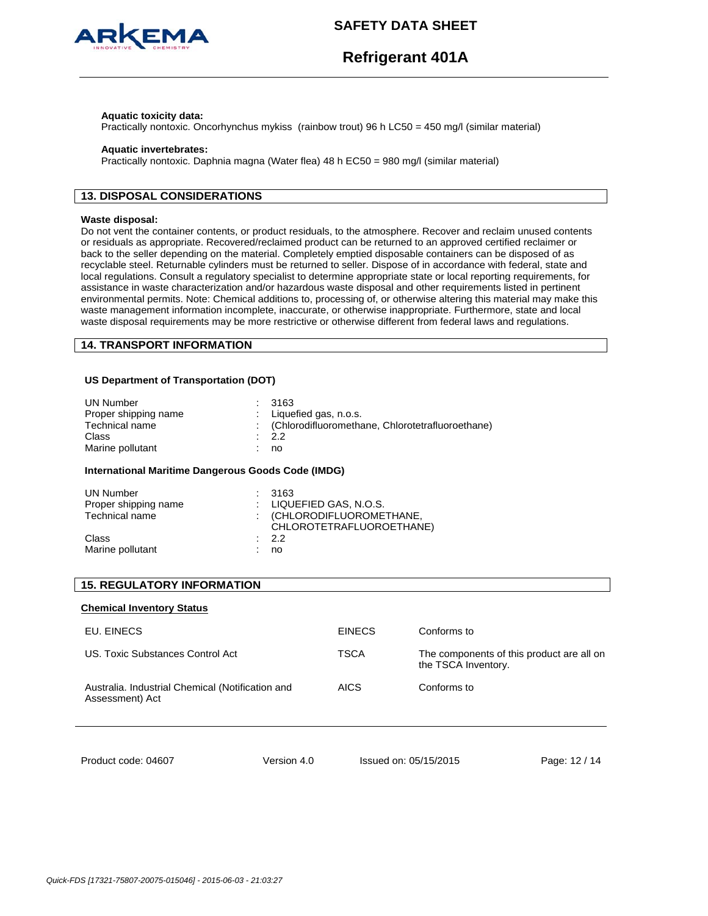**Aquatic toxicity data:**
Practically nontoxic. Oncorhynchus mykiss (rainbow trout) 96 h LC50 = 450 mg/l (similar material)

**Aquatic invertebrates:**
Practically nontoxic. Daphnia magna (Water flea) 48 h EC50 = 980 mg/l (similar material)

## 13. DISPOSAL CONSIDERATIONS

**Waste disposal:**
Do not vent the container contents, or product residuals, to the atmosphere. Recover and reclaim unused contents or residuals as appropriate. Recovered/reclaimed product can be returned to an approved certified reclaimer or back to the seller depending on the material. Completely emptied disposable containers can be disposed of as recyclable steel. Returnable cylinders must be returned to seller. Dispose of in accordance with federal, state and local regulations. Consult a regulatory specialist to determine appropriate state or local reporting requirements, for assistance in waste characterization and/or hazardous waste disposal and other requirements listed in pertinent environmental permits. Note: Chemical additions to, processing of, or otherwise altering this material may make this waste management information incomplete, inaccurate, or otherwise inappropriate. Furthermore, state and local waste disposal requirements may be more restrictive or otherwise different from federal laws and regulations.

## 14. TRANSPORT INFORMATION

**US Department of Transportation (DOT)**

| | | |
|---|---|---|
| UN Number | : | 3163 |
| Proper shipping name | : | Liquefied gas, n.o.s. |
| Technical name | : | (Chlorodifluoromethane, Chlorotetrafluoroethane) |
| Class | : | 2.2 |
| Marine pollutant | : | no |

**International Maritime Dangerous Goods Code (IMDG)**

| | | |
|---|---|---|
| UN Number | : | 3163 |
| Proper shipping name | : | LIQUEFIED GAS, N.O.S. |
| Technical name | : | (CHLORODIFLUOROMETHANE, CHLOROTETRAFLUOROETHANE) |
| Class | : | 2.2 |
| Marine pollutant | : | no |

## 15. REGULATORY INFORMATION

**Chemical Inventory Status**

| | | |
|---|---|---|
| EU. EINECS | EINECS | Conforms to |
| US. Toxic Substances Control Act | TSCA | The components of this product are all on the TSCA Inventory. |
| Australia. Industrial Chemical (Notification and Assessment) Act | AICS | Conforms to |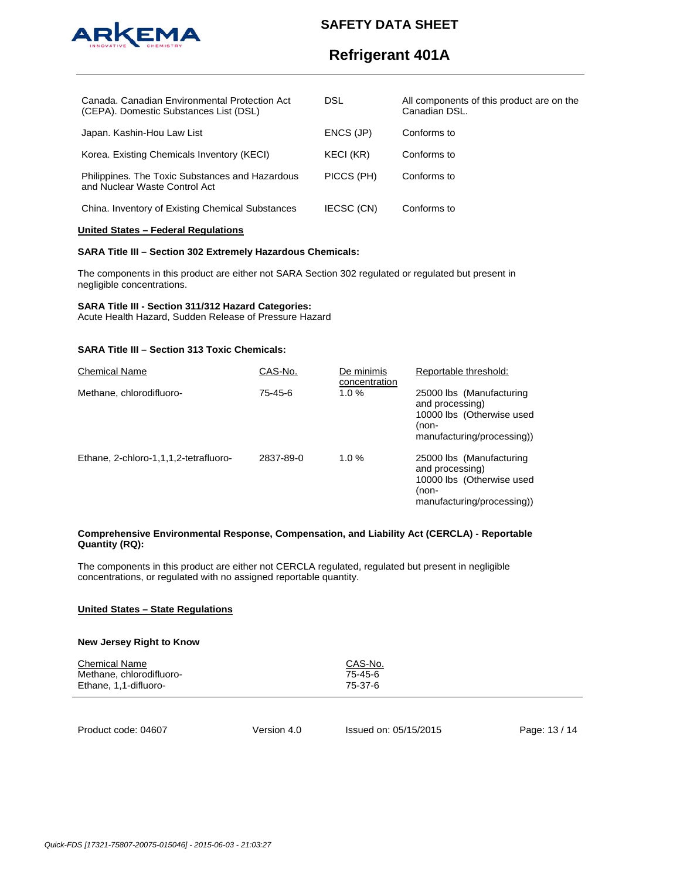| | | |
|---|---|---|
| Canada. Canadian Environmental Protection Act (CEPA). Domestic Substances List (DSL) | DSL | All components of this product are on the Canadian DSL. |
| Japan. Kashin-Hou Law List | ENCS (JP) | Conforms to |
| Korea. Existing Chemicals Inventory (KECI) | KECI (KR) | Conforms to |
| Philippines. The Toxic Substances and Hazardous and Nuclear Waste Control Act | PICCS (PH) | Conforms to |
| China. Inventory of Existing Chemical Substances | IECSC (CN) | Conforms to |

**United States – Federal Regulations**

**SARA Title III – Section 302 Extremely Hazardous Chemicals:**

The components in this product are either not SARA Section 302 regulated or regulated but present in negligible concentrations.

**SARA Title III - Section 311/312 Hazard Categories:**
Acute Health Hazard, Sudden Release of Pressure Hazard

**SARA Title III – Section 313 Toxic Chemicals:**

| Chemical Name | CAS-No. | De minimis concentration | Reportable threshold: |
|---|---|---|---|
| Methane, chlorodifluoro- | 75-45-6 | 1.0 % | 25000 lbs (Manufacturing and processing) 10000 lbs (Otherwise used (non-manufacturing/processing)) |
| Ethane, 2-chloro-1,1,1,2-tetrafluoro- | 2837-89-0 | 1.0 % | 25000 lbs (Manufacturing and processing) 10000 lbs (Otherwise used (non-manufacturing/processing)) |

**Comprehensive Environmental Response, Compensation, and Liability Act (CERCLA) - Reportable Quantity (RQ):**

The components in this product are either not CERCLA regulated, regulated but present in negligible concentrations, or regulated with no assigned reportable quantity.

**United States – State Regulations**

**New Jersey Right to Know**

| Chemical Name | CAS-No. |
|---|---|
| Methane, chlorodifluoro- | 75-45-6 |
| Ethane, 1,1-difluoro- | 75-37-6 |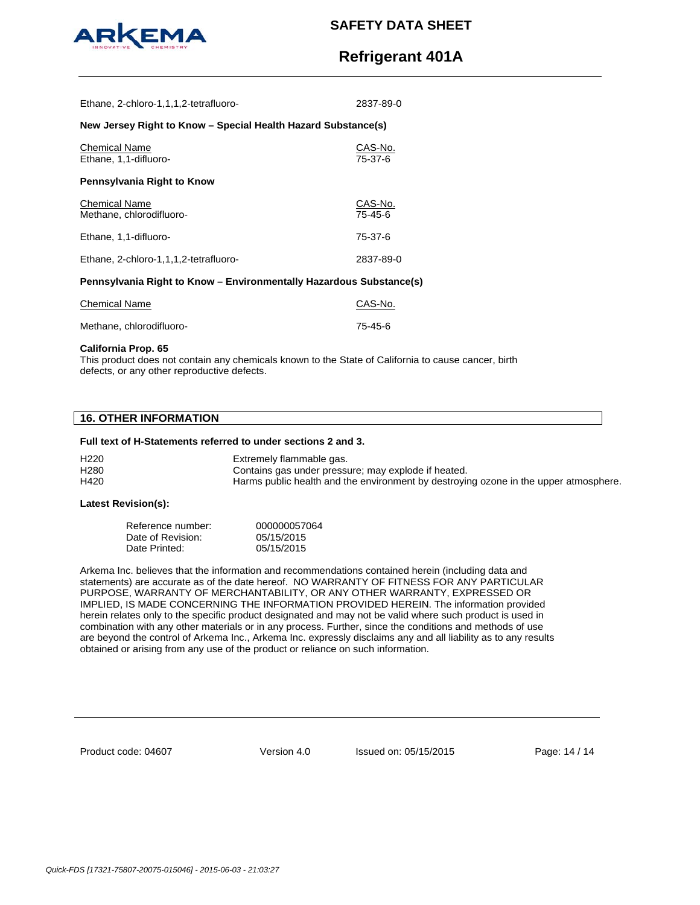| | |
|---|---|
| Ethane, 2-chloro-1,1,1,2-tetrafluoro- | 2837-89-0 |

**New Jersey Right to Know – Special Health Hazard Substance(s)**

| Chemical Name | CAS-No. |
|---|---|
| Ethane, 1,1-difluoro- | 75-37-6 |

**Pennsylvania Right to Know**

| Chemical Name | CAS-No. |
|---|---|
| Methane, chlorodifluoro- | 75-45-6 |
| Ethane, 1,1-difluoro- | 75-37-6 |
| Ethane, 2-chloro-1,1,1,2-tetrafluoro- | 2837-89-0 |

**Pennsylvania Right to Know – Environmentally Hazardous Substance(s)**

| Chemical Name | CAS-No. |
|---|---|
| Methane, chlorodifluoro- | 75-45-6 |

**California Prop. 65**

This product does not contain any chemicals known to the State of California to cause cancer, birth defects, or any other reproductive defects.

## 16. OTHER INFORMATION

**Full text of H-Statements referred to under sections 2 and 3.**

| | |
|---|---|
| H220 | Extremely flammable gas. |
| H280 | Contains gas under pressure; may explode if heated. |
| H420 | Harms public health and the environment by destroying ozone in the upper atmosphere. |

**Latest Revision(s):**

| | |
|---|---|
| Reference number: | 000000057064 |
| Date of Revision: | 05/15/2015 |
| Date Printed: | 05/15/2015 |

Arkema Inc. believes that the information and recommendations contained herein (including data and statements) are accurate as of the date hereof. NO WARRANTY OF FITNESS FOR ANY PARTICULAR PURPOSE, WARRANTY OF MERCHANTABILITY, OR ANY OTHER WARRANTY, EXPRESSED OR IMPLIED, IS MADE CONCERNING THE INFORMATION PROVIDED HEREIN. The information provided herein relates only to the specific product designated and may not be valid where such product is used in combination with any other materials or in any process. Further, since the conditions and methods of use are beyond the control of Arkema Inc., Arkema Inc. expressly disclaims any and all liability as to any results obtained or arising from any use of the product or reliance on such information.